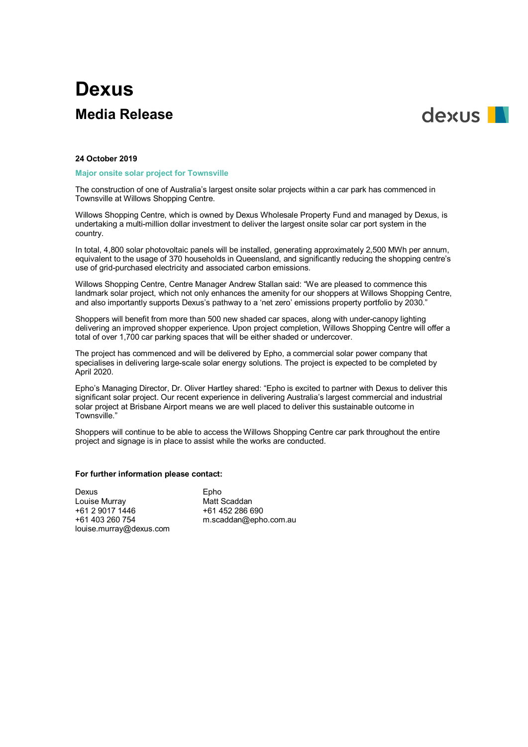# Dexus

## Media Release

**24 October 2019**

**Major onsite solar project for Townsville**

The construction of one of Australia's largest onsite solar projects within a car park has commenced in Townsville at Willows Shopping Centre.

Willows Shopping Centre, which is owned by Dexus Wholesale Property Fund and managed by Dexus, is undertaking a multi-million dollar investment to deliver the largest onsite solar car port system in the country.

In total, 4,800 solar photovoltaic panels will be installed, generating approximately 2,500 MWh per annum, equivalent to the usage of 370 households in Queensland, and significantly reducing the shopping centre's use of grid-purchased electricity and associated carbon emissions.

Willows Shopping Centre, Centre Manager Andrew Stallan said: "We are pleased to commence this landmark solar project, which not only enhances the amenity for our shoppers at Willows Shopping Centre, and also importantly supports Dexus's pathway to a 'net zero' emissions property portfolio by 2030."

Shoppers will benefit from more than 500 new shaded car spaces, along with under-canopy lighting delivering an improved shopper experience. Upon project completion, Willows Shopping Centre will offer a total of over 1,700 car parking spaces that will be either shaded or undercover.

The project has commenced and will be delivered by Epho, a commercial solar power company that specialises in delivering large-scale solar energy solutions. The project is expected to be completed by April 2020.

Epho's Managing Director, Dr. Oliver Hartley shared: "Epho is excited to partner with Dexus to deliver this significant solar project. Our recent experience in delivering Australia's largest commercial and industrial solar project at Brisbane Airport means we are well placed to deliver this sustainable outcome in Townsville."

Shoppers will continue to be able to access the Willows Shopping Centre car park throughout the entire project and signage is in place to assist while the works are conducted.

**For further information please contact:**

Dexus
Louise Murray
+61 2 9017 1446
+61 403 260 754
louise.murray@dexus.com

Epho
Matt Scaddan
+61 452 286 690
m.scaddan@epho.com.au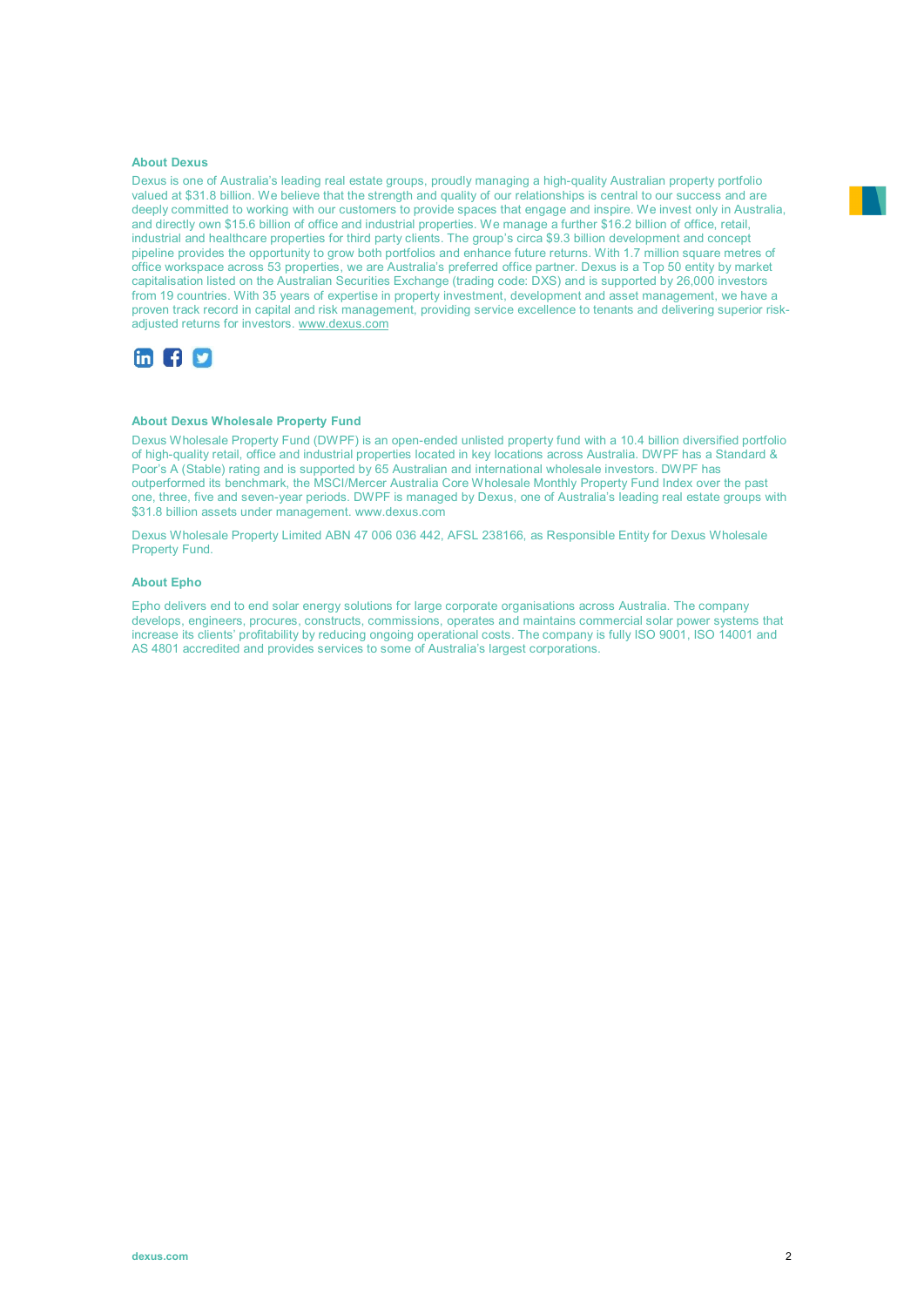### About Dexus

Dexus is one of Australia's leading real estate groups, proudly managing a high-quality Australian property portfolio valued at $31.8 billion. We believe that the strength and quality of our relationships is central to our success and are deeply committed to working with our customers to provide spaces that engage and inspire. We invest only in Australia, and directly own $15.6 billion of office and industrial properties. We manage a further $16.2 billion of office, retail, industrial and healthcare properties for third party clients. The group's circa $9.3 billion development and concept pipeline provides the opportunity to grow both portfolios and enhance future returns. With 1.7 million square metres of office workspace across 53 properties, we are Australia's preferred office partner. Dexus is a Top 50 entity by market capitalisation listed on the Australian Securities Exchange (trading code: DXS) and is supported by 26,000 investors from 19 countries. With 35 years of expertise in property investment, development and asset management, we have a proven track record in capital and risk management, providing service excellence to tenants and delivering superior risk-adjusted returns for investors. www.dexus.com

### About Dexus Wholesale Property Fund

Dexus Wholesale Property Fund (DWPF) is an open-ended unlisted property fund with a 10.4 billion diversified portfolio of high-quality retail, office and industrial properties located in key locations across Australia. DWPF has a Standard & Poor's A (Stable) rating and is supported by 65 Australian and international wholesale investors. DWPF has outperformed its benchmark, the MSCI/Mercer Australia Core Wholesale Monthly Property Fund Index over the past one, three, five and seven-year periods. DWPF is managed by Dexus, one of Australia's leading real estate groups with $31.8 billion assets under management. www.dexus.com

Dexus Wholesale Property Limited ABN 47 006 036 442, AFSL 238166, as Responsible Entity for Dexus Wholesale Property Fund.

### About Epho

Epho delivers end to end solar energy solutions for large corporate organisations across Australia. The company develops, engineers, procures, constructs, commissions, operates and maintains commercial solar power systems that increase its clients' profitability by reducing ongoing operational costs. The company is fully ISO 9001, ISO 14001 and AS 4801 accredited and provides services to some of Australia's largest corporations.